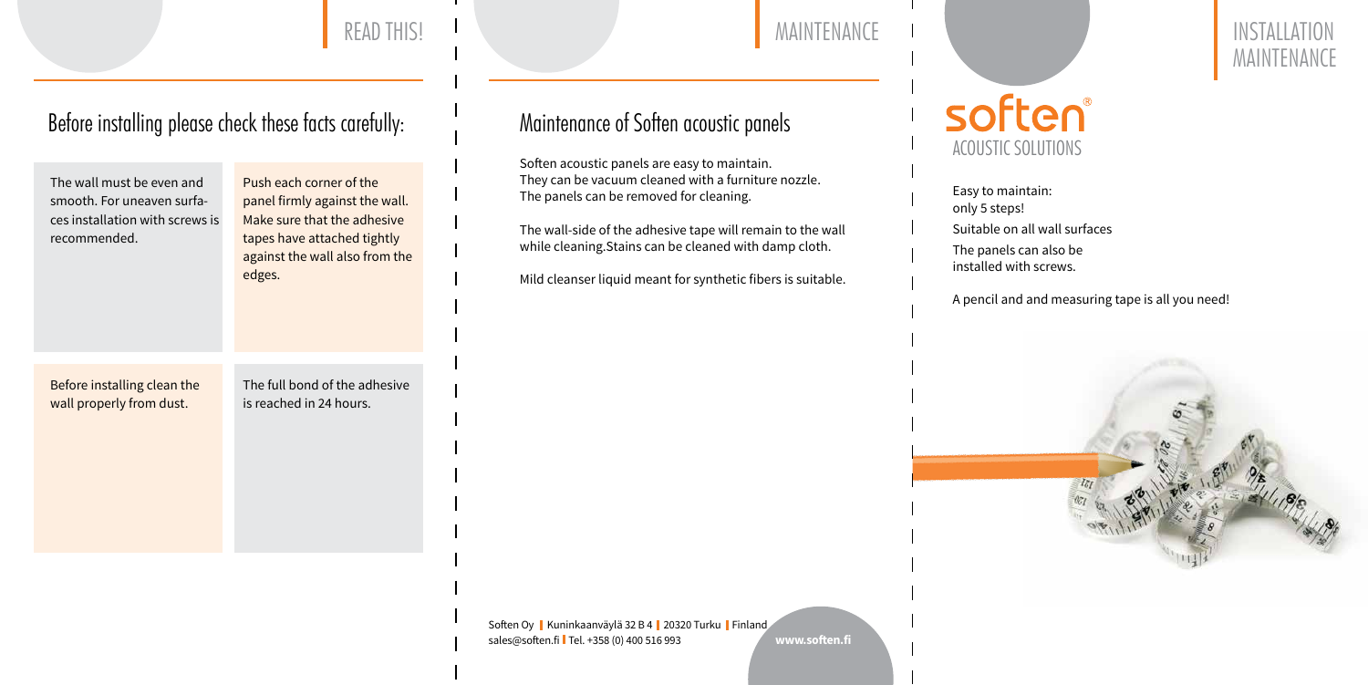READ THIS!

## Before installing please check these facts carefully:

The wall must be even and smooth. For uneaven surfaces installation with screws is recommended.

Push each corner of the panel firmly against the wall. Make sure that the adhesive tapes have attached tightly against the wall also from the edges.

Before installing clean the wall properly from dust.

The full bond of the adhesive is reached in 24 hours.

MAINTENANCE

## Maintenance of Soften acoustic panels

Soften acoustic panels are easy to maintain. They can be vacuum cleaned with a furniture nozzle. The panels can be removed for cleaning.

The wall-side of the adhesive tape will remain to the wall while cleaning.Stains can be cleaned with damp cloth.

Mild cleanser liquid meant for synthetic fibers is suitable.

Soften Oy | Kuninkaanväylä 32 B 4 | 20320 Turku | Finland
sales@soften.fi | Tel. +358 (0) 400 516 993

www.soften.fi

INSTALLATION
MAINTENANCE

# soften®

ACOUSTIC SOLUTIONS

Easy to maintain: only 5 steps!

Suitable on all wall surfaces

The panels can also be installed with screws.

A pencil and and measuring tape is all you need!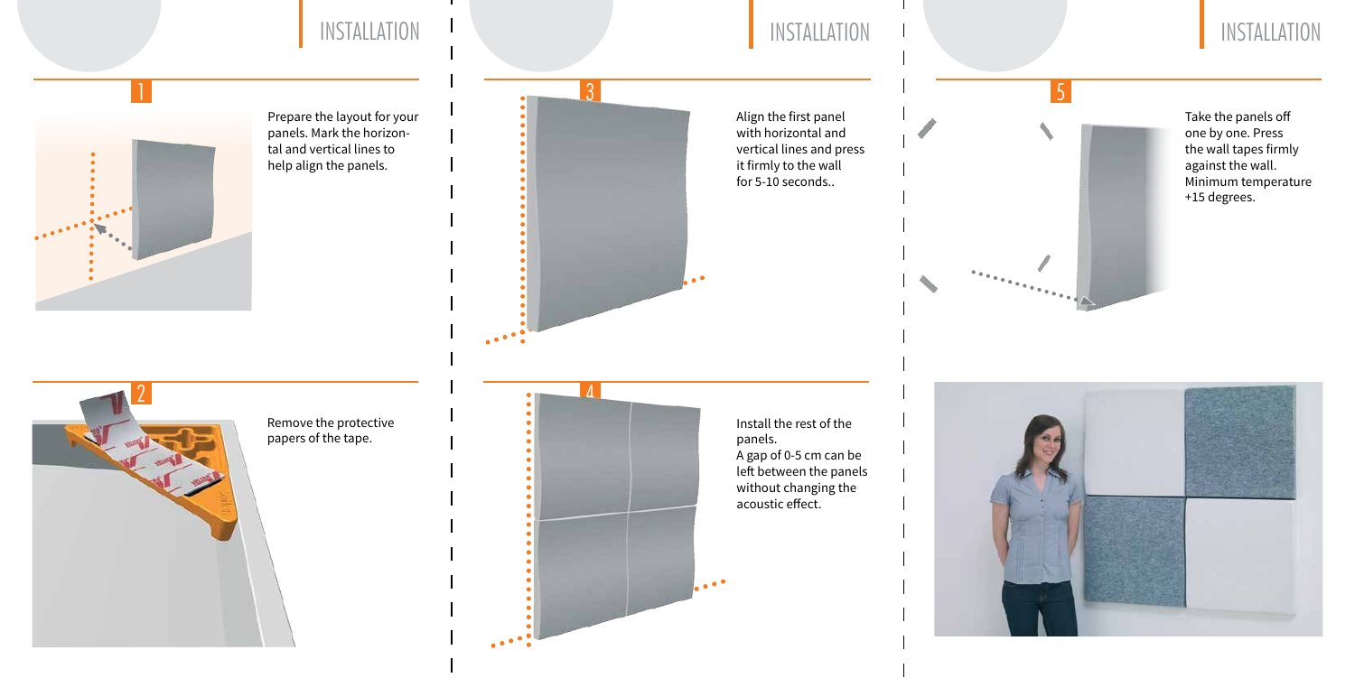## INSTALLATION

1

Prepare the layout for your panels. Mark the horizontal and vertical lines to help align the panels.

2

Remove the protective papers of the tape.

## INSTALLATION

3

Align the first panel with horizontal and vertical lines and press it firmly to the wall for 5-10 seconds..

4

Install the rest of the panels.
A gap of 0-5 cm can be left between the panels without changing the acoustic effect.

## INSTALLATION

5

Take the panels off one by one. Press the wall tapes firmly against the wall. Minimum temperature +15 degrees.